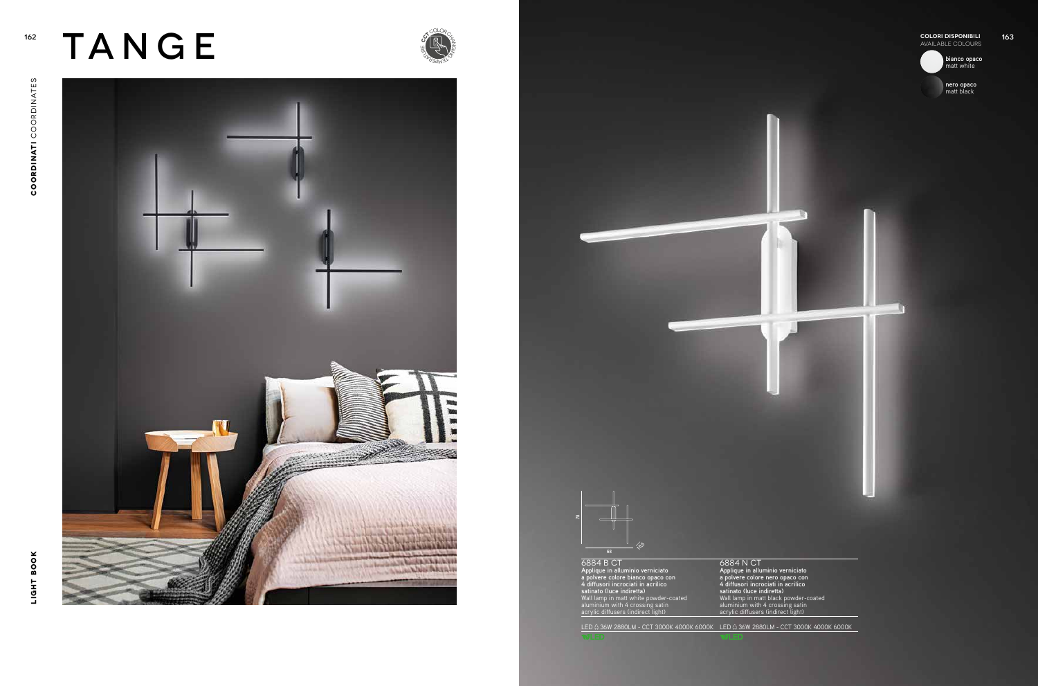# TANGE

CCT COLOR CHANGING TEMPERATURE

**COLORI DISPONIBILI**
AVAILABLE COLOURS

- **bianco opaco** matt white
- **nero opaco** matt black

78

68

163

| 6884 B CT | 6884 N CT |
|---|---|
| **Applique in alluminio verniciato a polvere colore bianco opaco con 4 diffusori incrociati in acrilico satinato (luce indiretta)** Wall lamp in matt white powder-coated aluminium with 4 crossing satin acrylic diffusers (indirect light) | **Applique in alluminio verniciato a polvere colore nero opaco con 4 diffusori incrociati in acrilico satinato (luce indiretta)** Wall lamp in matt black powder-coated aluminium with 4 crossing satin acrylic diffusers (indirect light) |
| LED 36W 2880LM - CCT 3000K 4000K 6000K | LED 36W 2880LM - CCT 3000K 4000K 6000K |
| LED | LED |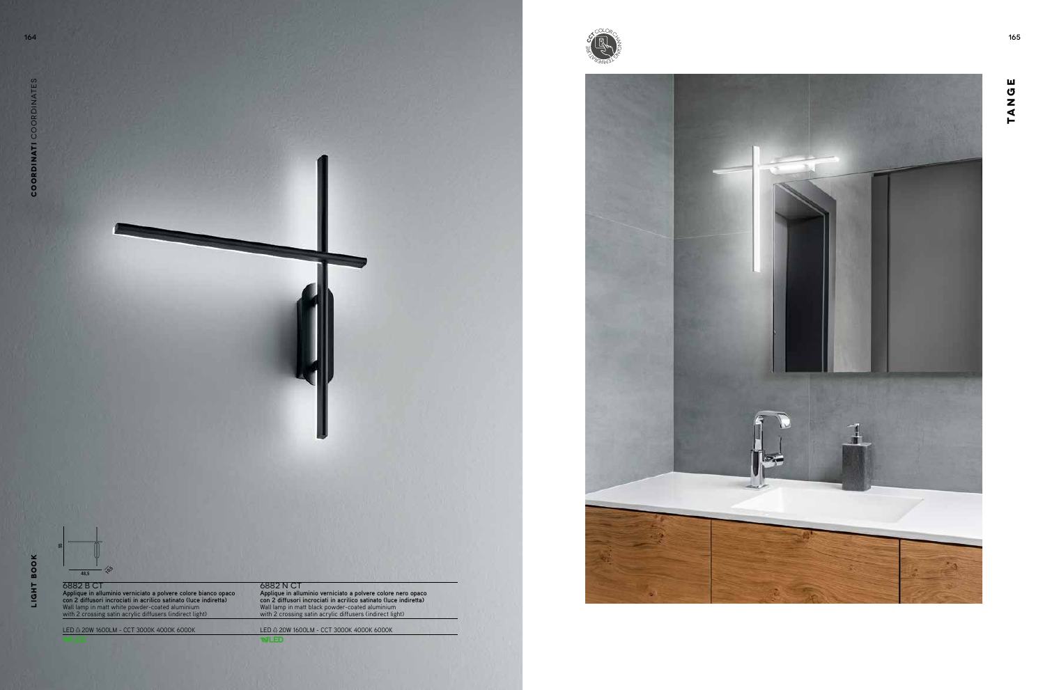# TANGE

**COORDINATI** COORDINATES

48,5

55

10,5

## 6882 B CT

**Applique in alluminio verniciato a polvere colore bianco opaco con 2 diffusori incrociati in acrilico satinato (luce indiretta)**
Wall lamp in matt white powder-coated aluminium with 2 crossing satin acrylic diffusers (indirect light)

LED 20W 1600LM - CCT 3000K 4000K 6000K

LED

## 6882 N CT

**Applique in alluminio verniciato a polvere colore nero opaco con 2 diffusori incrociati in acrilico satinato (luce indiretta)**
Wall lamp in matt black powder-coated aluminium with 2 crossing satin acrylic diffusers (indirect light)

LED 20W 1600LM - CCT 3000K 4000K 6000K

LED

CCT COLOR CHANGING TEMPERATURE